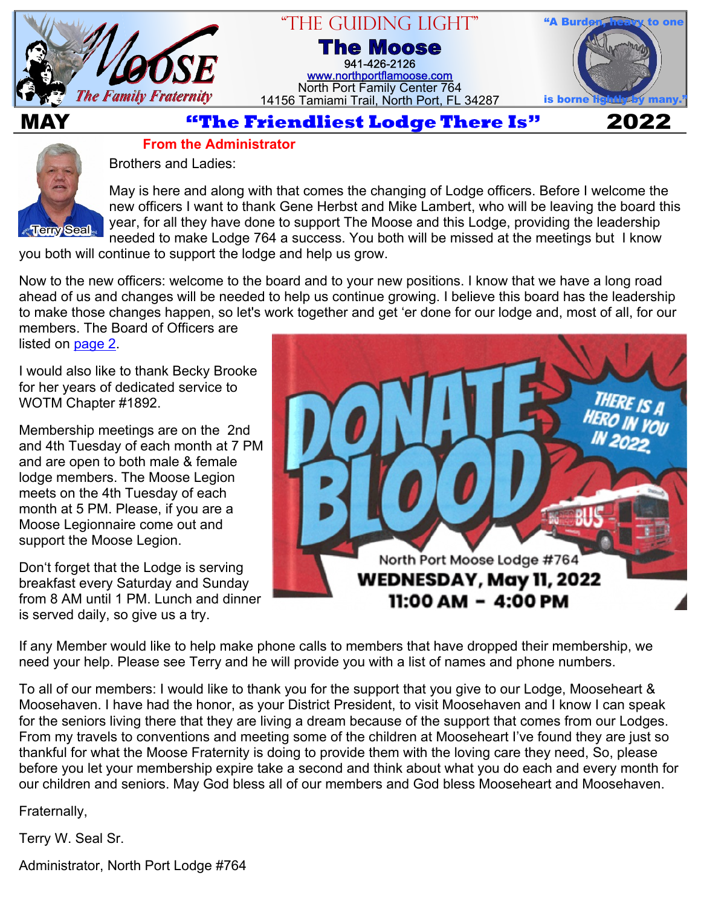# "THE GUIDING LIGHT"

## The Moose

941-426-2126
www.northportflamoose.com
North Port Family Center 764
14156 Tamiami Trail, North Port, FL 34287

"A Burden, heavy to one is borne lightly by many."

**MAY** — **"The Friendliest Lodge There Is"** — **2022**

### From the Administrator

Terry Seal

Brothers and Ladies:

May is here and along with that comes the changing of Lodge officers. Before I welcome the new officers I want to thank Gene Herbst and Mike Lambert, who will be leaving the board this year, for all they have done to support The Moose and this Lodge, providing the leadership needed to make Lodge 764 a success. You both will be missed at the meetings but I know you both will continue to support the lodge and help us grow.

Now to the new officers: welcome to the board and to your new positions. I know that we have a long road ahead of us and changes will be needed to help us continue growing. I believe this board has the leadership to make those changes happen, so let's work together and get 'er done for our lodge and, most of all, for our members. The Board of Officers are listed on page 2.

I would also like to thank Becky Brooke for her years of dedicated service to WOTM Chapter #1892.

Membership meetings are on the 2nd and 4th Tuesday of each month at 7 PM and are open to both male & female lodge members. The Moose Legion meets on the 4th Tuesday of each month at 5 PM. Please, if you are a Moose Legionnaire come out and support the Moose Legion.

Don't forget that the Lodge is serving breakfast every Saturday and Sunday from 8 AM until 1 PM. Lunch and dinner is served daily, so give us a try.

**DONATE BLOOD**

THERE IS A HERO IN YOU IN 2022

North Port Moose Lodge #764
**WEDNESDAY, May 11, 2022**
**11:00 AM - 4:00 PM**

If any Member would like to help make phone calls to members that have dropped their membership, we need your help. Please see Terry and he will provide you with a list of names and phone numbers.

To all of our members: I would like to thank you for the support that you give to our Lodge, Mooseheart & Moosehaven. I have had the honor, as your District President, to visit Moosehaven and I know I can speak for the seniors living there that they are living a dream because of the support that comes from our Lodges. From my travels to conventions and meeting some of the children at Mooseheart I've found they are just so thankful for what the Moose Fraternity is doing to provide them with the loving care they need, So, please before you let your membership expire take a second and think about what you do each and every month for our children and seniors. May God bless all of our members and God bless Mooseheart and Moosehaven.

Fraternally,

Terry W. Seal Sr.

Administrator, North Port Lodge #764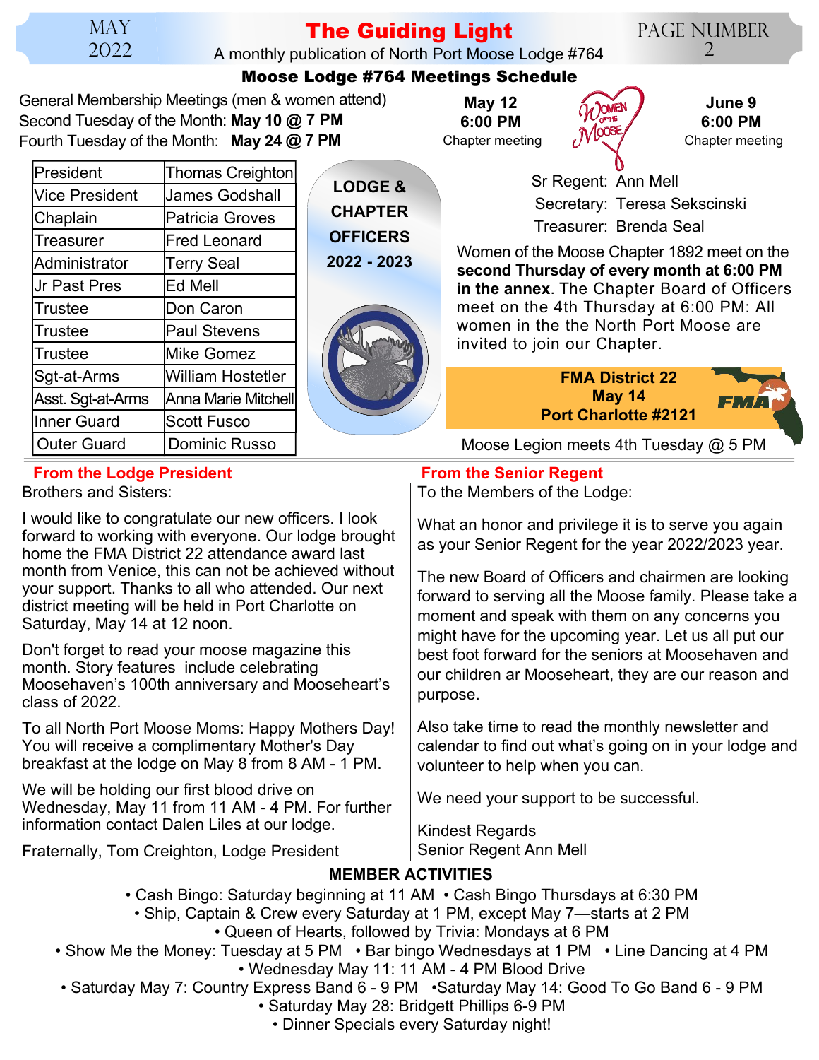# The Guiding Light

A monthly publication of North Port Moose Lodge #764

MAY 2022

## Moose Lodge #764 Meetings Schedule

General Membership Meetings (men & women attend)
Second Tuesday of the Month: **May 10 @ 7 PM**
Fourth Tuesday of the Month: **May 24 @ 7 PM**

**May 12**
**6:00 PM**
Chapter meeting

**June 9**
**6:00 PM**
Chapter meeting

**LODGE & CHAPTER OFFICERS 2022 - 2023**

| | |
|---|---|
| President | Thomas Creighton |
| Vice President | James Godshall |
| Chaplain | Patricia Groves |
| Treasurer | Fred Leonard |
| Administrator | Terry Seal |
| Jr Past Pres | Ed Mell |
| Trustee | Don Caron |
| Trustee | Paul Stevens |
| Trustee | Mike Gomez |
| Sgt-at-Arms | William Hostetler |
| Asst. Sgt-at-Arms | Anna Marie Mitchell |
| Inner Guard | Scott Fusco |
| Outer Guard | Dominic Russo |

Sr Regent: Ann Mell
Secretary: Teresa Sekscinski
Treasurer: Brenda Seal

Women of the Moose Chapter 1892 meet on the **second Thursday of every month at 6:00 PM in the annex**. The Chapter Board of Officers meet on the 4th Thursday at 6:00 PM: All women in the the North Port Moose are invited to join our Chapter.

**FMA District 22**
**May 14**
**Port Charlotte #2121**

Moose Legion meets 4th Tuesday @ 5 PM

## From the Lodge President

Brothers and Sisters:

I would like to congratulate our new officers. I look forward to working with everyone. Our lodge brought home the FMA District 22 attendance award last month from Venice, this can not be achieved without your support. Thanks to all who attended. Our next district meeting will be held in Port Charlotte on Saturday, May 14 at 12 noon.

Don't forget to read your moose magazine this month. Story features include celebrating Moosehaven's 100th anniversary and Mooseheart's class of 2022.

To all North Port Moose Moms: Happy Mothers Day! You will receive a complimentary Mother's Day breakfast at the lodge on May 8 from 8 AM - 1 PM.

We will be holding our first blood drive on Wednesday, May 11 from 11 AM - 4 PM. For further information contact Dalen Liles at our lodge.

Fraternally, Tom Creighton, Lodge President

## From the Senior Regent

To the Members of the Lodge:

What an honor and privilege it is to serve you again as your Senior Regent for the year 2022/2023 year.

The new Board of Officers and chairmen are looking forward to serving all the Moose family. Please take a moment and speak with them on any concerns you might have for the upcoming year. Let us all put our best foot forward for the seniors at Moosehaven and our children ar Mooseheart, they are our reason and purpose.

Also take time to read the monthly newsletter and calendar to find out what's going on in your lodge and volunteer to help when you can.

We need your support to be successful.

Kindest Regards
Senior Regent Ann Mell

## MEMBER ACTIVITIES

• Cash Bingo: Saturday beginning at 11 AM • Cash Bingo Thursdays at 6:30 PM
• Ship, Captain & Crew every Saturday at 1 PM, except May 7—starts at 2 PM
• Queen of Hearts, followed by Trivia: Mondays at 6 PM
• Show Me the Money: Tuesday at 5 PM • Bar bingo Wednesdays at 1 PM • Line Dancing at 4 PM
• Wednesday May 11: 11 AM - 4 PM Blood Drive
• Saturday May 7: Country Express Band 6 - 9 PM •Saturday May 14: Good To Go Band 6 - 9 PM
• Saturday May 28: Bridgett Phillips 6-9 PM
• Dinner Specials every Saturday night!